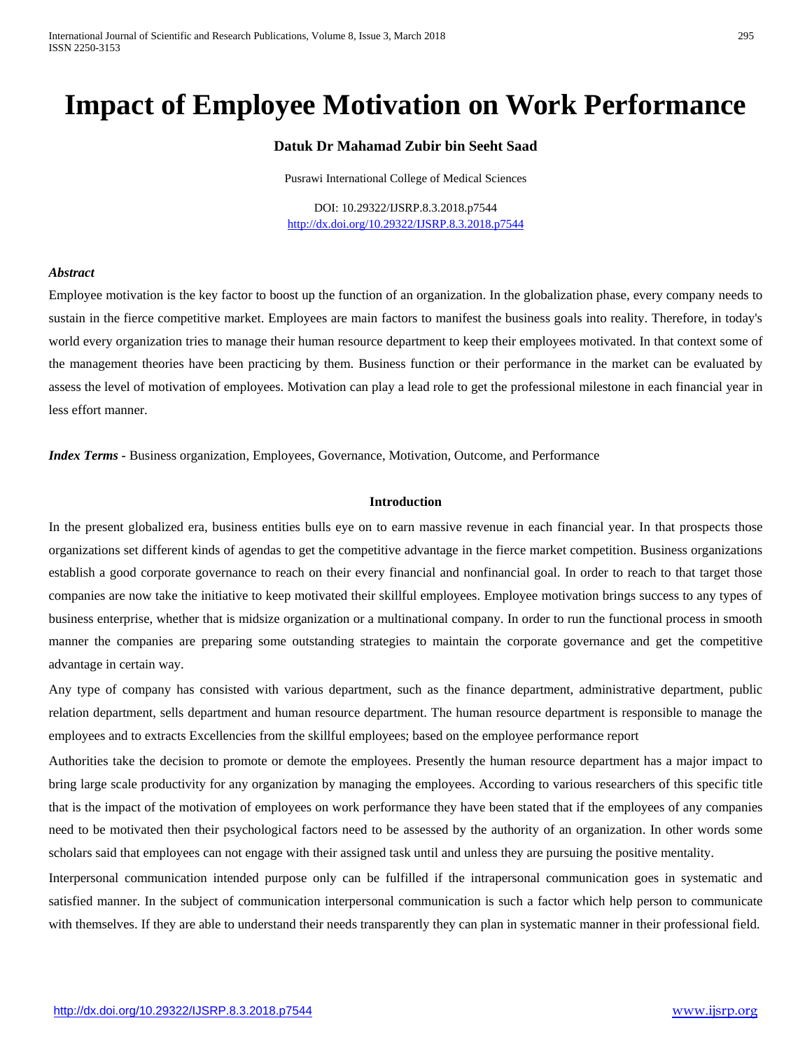# Impact of Employee Motivation on Work Performance

**Datuk Dr Mahamad Zubir bin Seeht Saad**

Pusrawi International College of Medical Sciences

DOI: 10.29322/IJSRP.8.3.2018.p7544
http://dx.doi.org/10.29322/IJSRP.8.3.2018.p7544

***Abstract***

Employee motivation is the key factor to boost up the function of an organization. In the globalization phase, every company needs to sustain in the fierce competitive market. Employees are main factors to manifest the business goals into reality. Therefore, in today's world every organization tries to manage their human resource department to keep their employees motivated. In that context some of the management theories have been practicing by them. Business function or their performance in the market can be evaluated by assess the level of motivation of employees. Motivation can play a lead role to get the professional milestone in each financial year in less effort manner.

***Index Terms*** **-** Business organization, Employees, Governance, Motivation, Outcome, and Performance

## Introduction

In the present globalized era, business entities bulls eye on to earn massive revenue in each financial year. In that prospects those organizations set different kinds of agendas to get the competitive advantage in the fierce market competition. Business organizations establish a good corporate governance to reach on their every financial and nonfinancial goal. In order to reach to that target those companies are now take the initiative to keep motivated their skillful employees. Employee motivation brings success to any types of business enterprise, whether that is midsize organization or a multinational company. In order to run the functional process in smooth manner the companies are preparing some outstanding strategies to maintain the corporate governance and get the competitive advantage in certain way.

Any type of company has consisted with various department, such as the finance department, administrative department, public relation department, sells department and human resource department. The human resource department is responsible to manage the employees and to extracts Excellencies from the skillful employees; based on the employee performance report

Authorities take the decision to promote or demote the employees. Presently the human resource department has a major impact to bring large scale productivity for any organization by managing the employees. According to various researchers of this specific title that is the impact of the motivation of employees on work performance they have been stated that if the employees of any companies need to be motivated then their psychological factors need to be assessed by the authority of an organization. In other words some scholars said that employees can not engage with their assigned task until and unless they are pursuing the positive mentality.

Interpersonal communication intended purpose only can be fulfilled if the intrapersonal communication goes in systematic and satisfied manner. In the subject of communication interpersonal communication is such a factor which help person to communicate with themselves. If they are able to understand their needs transparently they can plan in systematic manner in their professional field.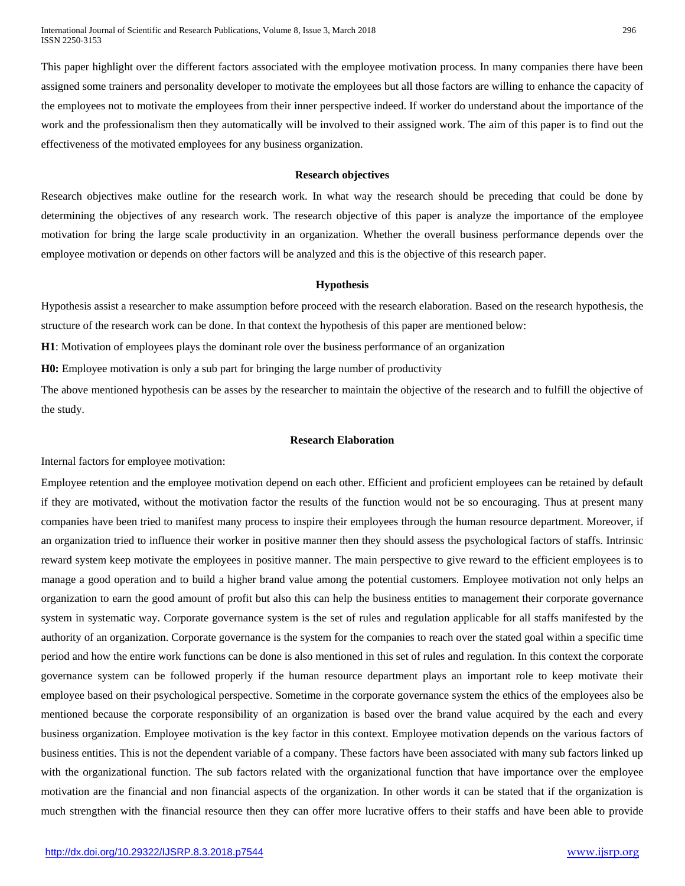This paper highlight over the different factors associated with the employee motivation process. In many companies there have been assigned some trainers and personality developer to motivate the employees but all those factors are willing to enhance the capacity of the employees not to motivate the employees from their inner perspective indeed. If worker do understand about the importance of the work and the professionalism then they automatically will be involved to their assigned work. The aim of this paper is to find out the effectiveness of the motivated employees for any business organization.

### Research objectives

Research objectives make outline for the research work. In what way the research should be preceding that could be done by determining the objectives of any research work. The research objective of this paper is analyze the importance of the employee motivation for bring the large scale productivity in an organization. Whether the overall business performance depends over the employee motivation or depends on other factors will be analyzed and this is the objective of this research paper.

### Hypothesis

Hypothesis assist a researcher to make assumption before proceed with the research elaboration. Based on the research hypothesis, the structure of the research work can be done. In that context the hypothesis of this paper are mentioned below:

**H1**: Motivation of employees plays the dominant role over the business performance of an organization

**H0:** Employee motivation is only a sub part for bringing the large number of productivity

The above mentioned hypothesis can be asses by the researcher to maintain the objective of the research and to fulfill the objective of the study.

### Research Elaboration

Internal factors for employee motivation:

Employee retention and the employee motivation depend on each other. Efficient and proficient employees can be retained by default if they are motivated, without the motivation factor the results of the function would not be so encouraging. Thus at present many companies have been tried to manifest many process to inspire their employees through the human resource department. Moreover, if an organization tried to influence their worker in positive manner then they should assess the psychological factors of staffs. Intrinsic reward system keep motivate the employees in positive manner. The main perspective to give reward to the efficient employees is to manage a good operation and to build a higher brand value among the potential customers. Employee motivation not only helps an organization to earn the good amount of profit but also this can help the business entities to management their corporate governance system in systematic way. Corporate governance system is the set of rules and regulation applicable for all staffs manifested by the authority of an organization. Corporate governance is the system for the companies to reach over the stated goal within a specific time period and how the entire work functions can be done is also mentioned in this set of rules and regulation. In this context the corporate governance system can be followed properly if the human resource department plays an important role to keep motivate their employee based on their psychological perspective. Sometime in the corporate governance system the ethics of the employees also be mentioned because the corporate responsibility of an organization is based over the brand value acquired by the each and every business organization. Employee motivation is the key factor in this context. Employee motivation depends on the various factors of business entities. This is not the dependent variable of a company. These factors have been associated with many sub factors linked up with the organizational function. The sub factors related with the organizational function that have importance over the employee motivation are the financial and non financial aspects of the organization. In other words it can be stated that if the organization is much strengthen with the financial resource then they can offer more lucrative offers to their staffs and have been able to provide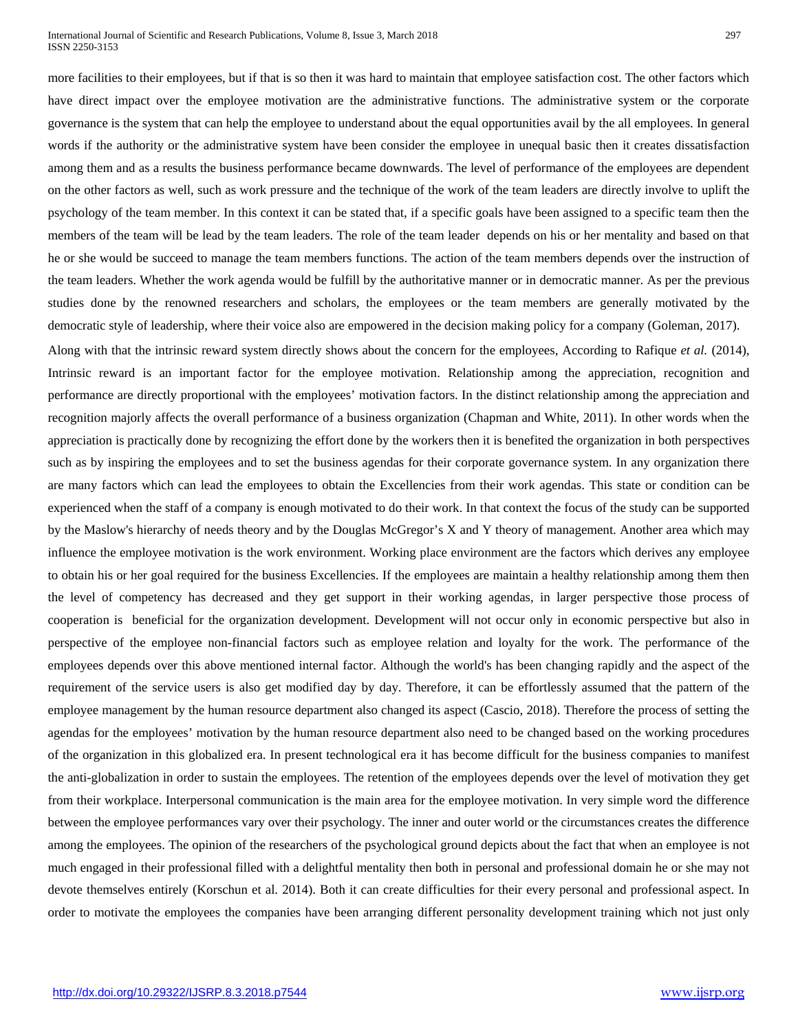more facilities to their employees, but if that is so then it was hard to maintain that employee satisfaction cost. The other factors which have direct impact over the employee motivation are the administrative functions. The administrative system or the corporate governance is the system that can help the employee to understand about the equal opportunities avail by the all employees. In general words if the authority or the administrative system have been consider the employee in unequal basic then it creates dissatisfaction among them and as a results the business performance became downwards. The level of performance of the employees are dependent on the other factors as well, such as work pressure and the technique of the work of the team leaders are directly involve to uplift the psychology of the team member. In this context it can be stated that, if a specific goals have been assigned to a specific team then the members of the team will be lead by the team leaders. The role of the team leader depends on his or her mentality and based on that he or she would be succeed to manage the team members functions. The action of the team members depends over the instruction of the team leaders. Whether the work agenda would be fulfill by the authoritative manner or in democratic manner. As per the previous studies done by the renowned researchers and scholars, the employees or the team members are generally motivated by the democratic style of leadership, where their voice also are empowered in the decision making policy for a company (Goleman, 2017).

Along with that the intrinsic reward system directly shows about the concern for the employees, According to Rafique *et al.* (2014), Intrinsic reward is an important factor for the employee motivation. Relationship among the appreciation, recognition and performance are directly proportional with the employees' motivation factors. In the distinct relationship among the appreciation and recognition majorly affects the overall performance of a business organization (Chapman and White, 2011). In other words when the appreciation is practically done by recognizing the effort done by the workers then it is benefited the organization in both perspectives such as by inspiring the employees and to set the business agendas for their corporate governance system. In any organization there are many factors which can lead the employees to obtain the Excellencies from their work agendas. This state or condition can be experienced when the staff of a company is enough motivated to do their work. In that context the focus of the study can be supported by the Maslow's hierarchy of needs theory and by the Douglas McGregor's X and Y theory of management. Another area which may influence the employee motivation is the work environment. Working place environment are the factors which derives any employee to obtain his or her goal required for the business Excellencies. If the employees are maintain a healthy relationship among them then the level of competency has decreased and they get support in their working agendas, in larger perspective those process of cooperation is beneficial for the organization development. Development will not occur only in economic perspective but also in perspective of the employee non-financial factors such as employee relation and loyalty for the work. The performance of the employees depends over this above mentioned internal factor. Although the world's has been changing rapidly and the aspect of the requirement of the service users is also get modified day by day. Therefore, it can be effortlessly assumed that the pattern of the employee management by the human resource department also changed its aspect (Cascio, 2018). Therefore the process of setting the agendas for the employees' motivation by the human resource department also need to be changed based on the working procedures of the organization in this globalized era. In present technological era it has become difficult for the business companies to manifest the anti-globalization in order to sustain the employees. The retention of the employees depends over the level of motivation they get from their workplace. Interpersonal communication is the main area for the employee motivation. In very simple word the difference between the employee performances vary over their psychology. The inner and outer world or the circumstances creates the difference among the employees. The opinion of the researchers of the psychological ground depicts about the fact that when an employee is not much engaged in their professional filled with a delightful mentality then both in personal and professional domain he or she may not devote themselves entirely (Korschun et al. 2014). Both it can create difficulties for their every personal and professional aspect. In order to motivate the employees the companies have been arranging different personality development training which not just only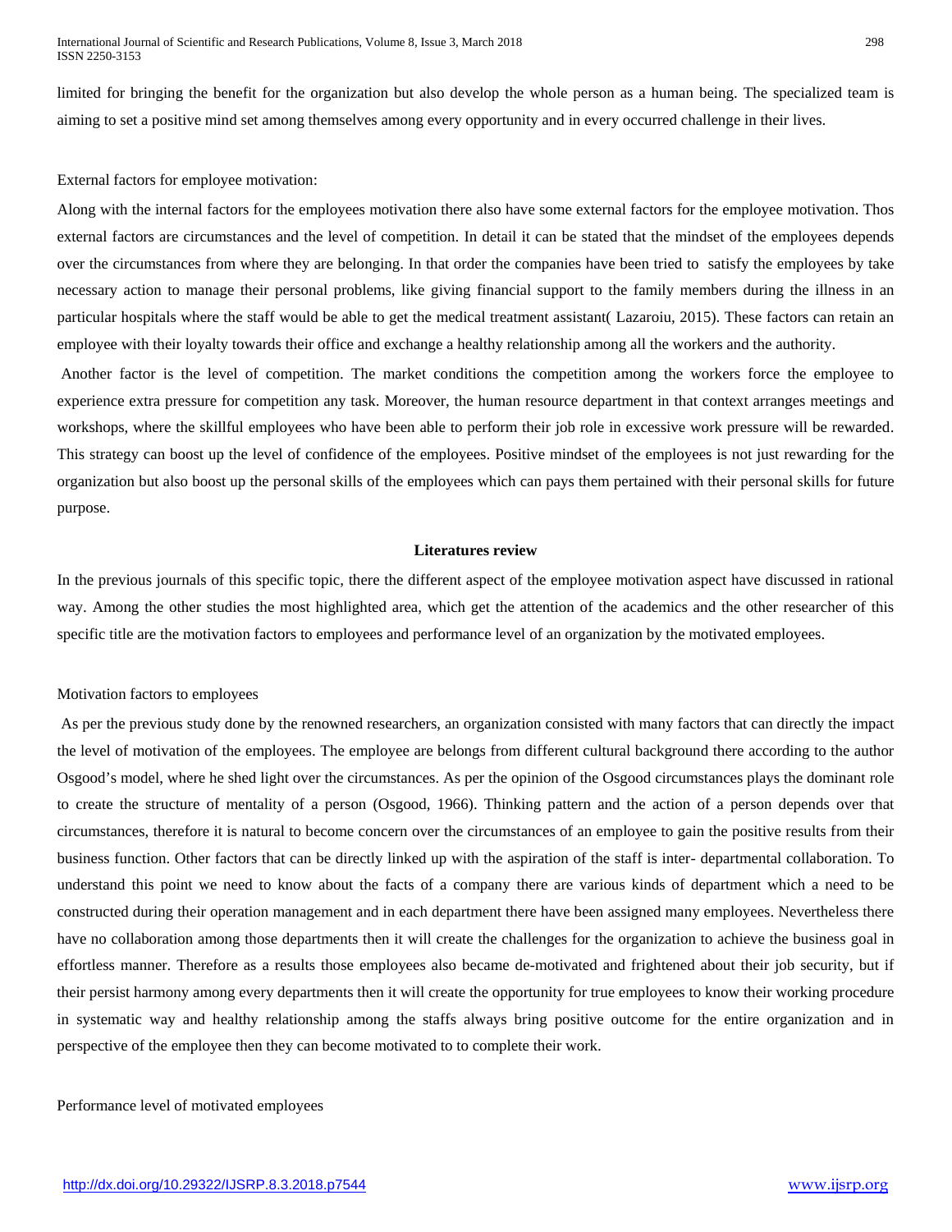limited for bringing the benefit for the organization but also develop the whole person as a human being. The specialized team is aiming to set a positive mind set among themselves among every opportunity and in every occurred challenge in their lives.

External factors for employee motivation:

Along with the internal factors for the employees motivation there also have some external factors for the employee motivation. Thos external factors are circumstances and the level of competition. In detail it can be stated that the mindset of the employees depends over the circumstances from where they are belonging. In that order the companies have been tried to satisfy the employees by take necessary action to manage their personal problems, like giving financial support to the family members during the illness in an particular hospitals where the staff would be able to get the medical treatment assistant( Lazaroiu, 2015). These factors can retain an employee with their loyalty towards their office and exchange a healthy relationship among all the workers and the authority.

Another factor is the level of competition. The market conditions the competition among the workers force the employee to experience extra pressure for competition any task. Moreover, the human resource department in that context arranges meetings and workshops, where the skillful employees who have been able to perform their job role in excessive work pressure will be rewarded. This strategy can boost up the level of confidence of the employees. Positive mindset of the employees is not just rewarding for the organization but also boost up the personal skills of the employees which can pays them pertained with their personal skills for future purpose.

## Literatures review

In the previous journals of this specific topic, there the different aspect of the employee motivation aspect have discussed in rational way. Among the other studies the most highlighted area, which get the attention of the academics and the other researcher of this specific title are the motivation factors to employees and performance level of an organization by the motivated employees.

Motivation factors to employees

As per the previous study done by the renowned researchers, an organization consisted with many factors that can directly the impact the level of motivation of the employees. The employee are belongs from different cultural background there according to the author Osgood's model, where he shed light over the circumstances. As per the opinion of the Osgood circumstances plays the dominant role to create the structure of mentality of a person (Osgood, 1966). Thinking pattern and the action of a person depends over that circumstances, therefore it is natural to become concern over the circumstances of an employee to gain the positive results from their business function. Other factors that can be directly linked up with the aspiration of the staff is inter- departmental collaboration. To understand this point we need to know about the facts of a company there are various kinds of department which a need to be constructed during their operation management and in each department there have been assigned many employees. Nevertheless there have no collaboration among those departments then it will create the challenges for the organization to achieve the business goal in effortless manner. Therefore as a results those employees also became de-motivated and frightened about their job security, but if their persist harmony among every departments then it will create the opportunity for true employees to know their working procedure in systematic way and healthy relationship among the staffs always bring positive outcome for the entire organization and in perspective of the employee then they can become motivated to to complete their work.

Performance level of motivated employees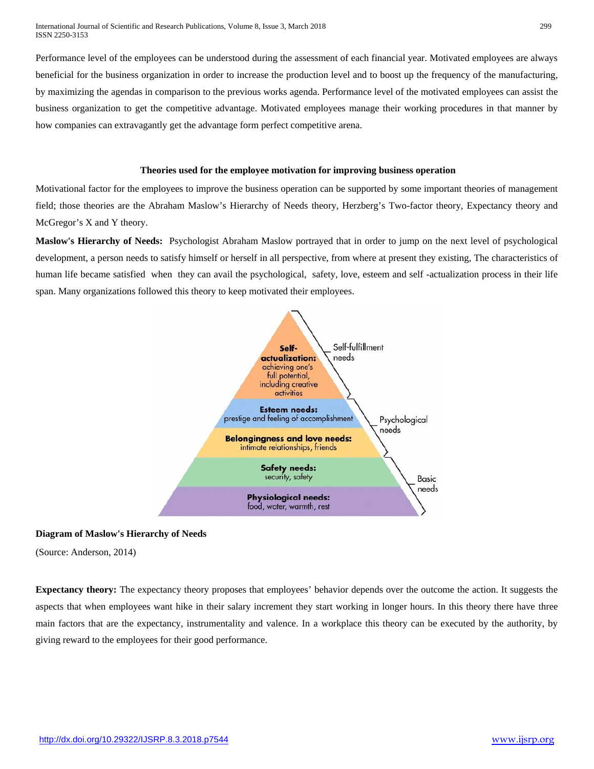Performance level of the employees can be understood during the assessment of each financial year. Motivated employees are always beneficial for the business organization in order to increase the production level and to boost up the frequency of the manufacturing, by maximizing the agendas in comparison to the previous works agenda. Performance level of the motivated employees can assist the business organization to get the competitive advantage. Motivated employees manage their working procedures in that manner by how companies can extravagantly get the advantage form perfect competitive arena.

### Theories used for the employee motivation for improving business operation

Motivational factor for the employees to improve the business operation can be supported by some important theories of management field; those theories are the Abraham Maslow's Hierarchy of Needs theory, Herzberg's Two-factor theory, Expectancy theory and McGregor's X and Y theory.

**Maslow's Hierarchy of Needs:** Psychologist Abraham Maslow portrayed that in order to jump on the next level of psychological development, a person needs to satisfy himself or herself in all perspective, from where at present they existing, The characteristics of human life became satisfied when they can avail the psychological, safety, love, esteem and self -actualization process in their life span. Many organizations followed this theory to keep motivated their employees.

**Diagram of Maslow's Hierarchy of Needs**

(Source: Anderson, 2014)

**Expectancy theory:** The expectancy theory proposes that employees' behavior depends over the outcome the action. It suggests the aspects that when employees want hike in their salary increment they start working in longer hours. In this theory there have three main factors that are the expectancy, instrumentality and valence. In a workplace this theory can be executed by the authority, by giving reward to the employees for their good performance.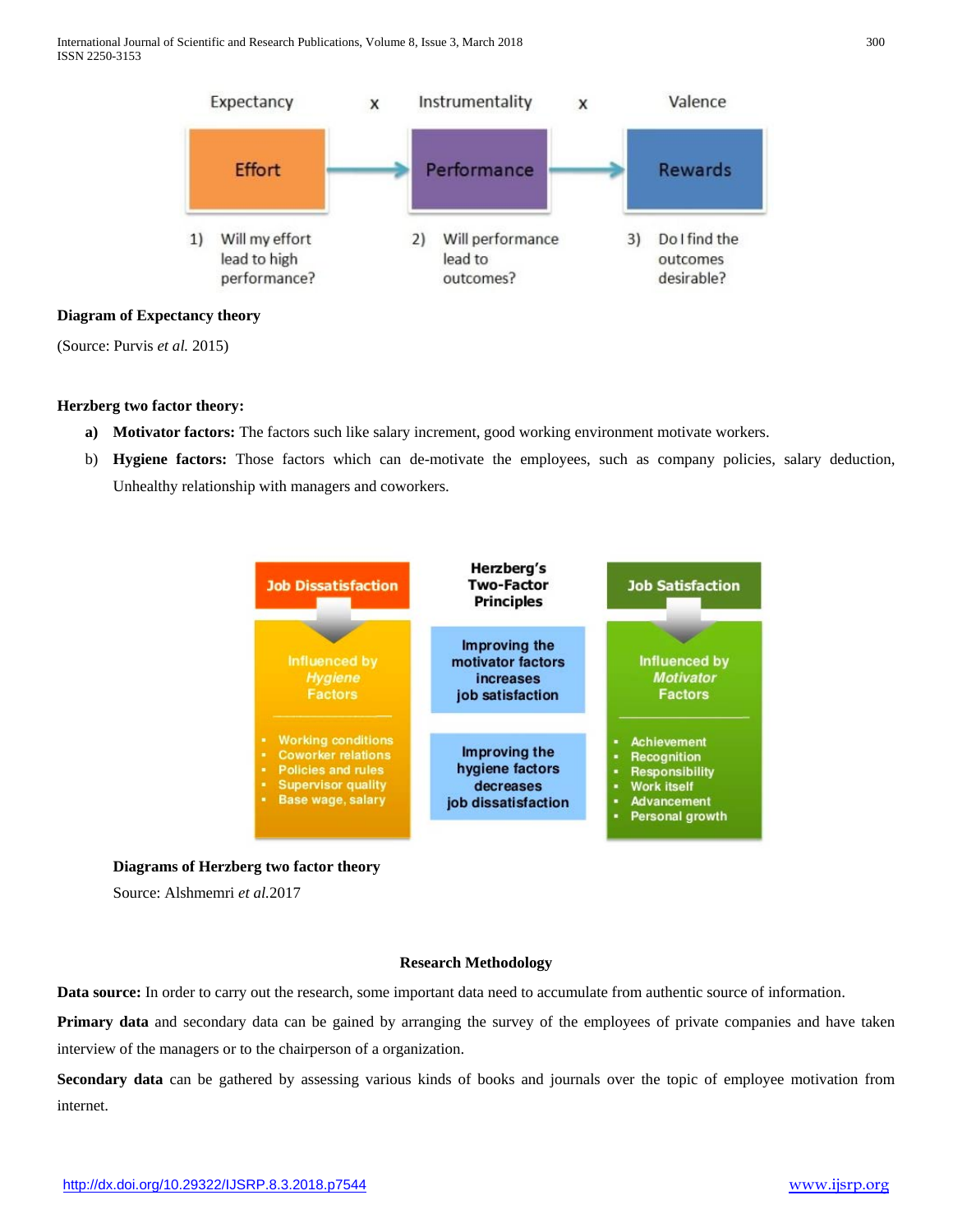Expectancy × Instrumentality × Valence

Effort → Performance → Rewards

1) Will my effort lead to high performance?

2) Will performance lead to outcomes?

3) Do I find the outcomes desirable?

**Diagram of Expectancy theory**

(Source: Purvis *et al.* 2015)

**Herzberg two factor theory:**

- **a) Motivator factors:** The factors such like salary increment, good working environment motivate workers.
- b) **Hygiene factors:** Those factors which can de-motivate the employees, such as company policies, salary deduction, Unhealthy relationship with managers and coworkers.

Job Dissatisfaction

Influenced by *Hygiene* Factors

- Working conditions
- Coworker relations
- Policies and rules
- Supervisor quality
- Base wage, salary

Herzberg's Two-Factor Principles

Improving the motivator factors increases job satisfaction

Improving the hygiene factors decreases job dissatisfaction

Job Satisfaction

Influenced by *Motivator* Factors

- Achievement
- Recognition
- Responsibility
- Work itself
- Advancement
- Personal growth

**Diagrams of Herzberg two factor theory**

Source: Alshmemri *et al.*2017

## Research Methodology

**Data source:** In order to carry out the research, some important data need to accumulate from authentic source of information.

**Primary data** and secondary data can be gained by arranging the survey of the employees of private companies and have taken interview of the managers or to the chairperson of a organization.

**Secondary data** can be gathered by assessing various kinds of books and journals over the topic of employee motivation from internet.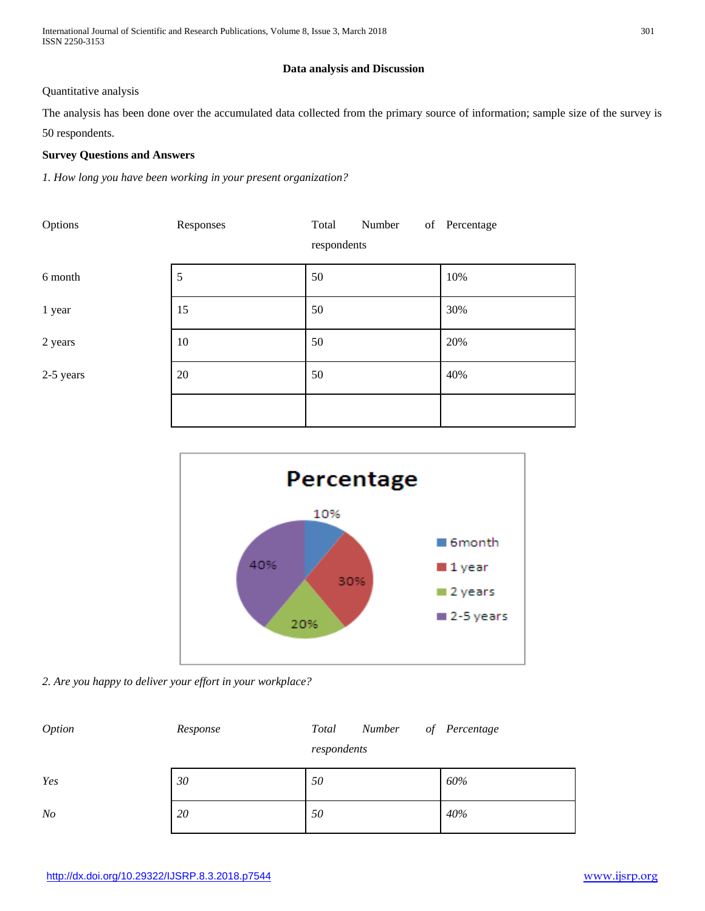**Data analysis and Discussion**

Quantitative analysis

The analysis has been done over the accumulated data collected from the primary source of information; sample size of the survey is 50 respondents.

**Survey Questions and Answers**

*1. How long you have been working in your present organization?*

| Options | Responses | Total Number of respondents | Percentage |
|---|---|---|---|
| 6 month | 5 | 50 | 10% |
| 1 year | 15 | 50 | 30% |
| 2 years | 10 | 50 | 20% |
| 2-5 years | 20 | 50 | 40% |
| | | | |

*2. Are you happy to deliver your effort in your workplace?*

| *Option* | *Response* | *Total Number of respondents* | *Percentage* |
|---|---|---|---|
| *Yes* | *30* | *50* | *60%* |
| *No* | *20* | *50* | *40%* |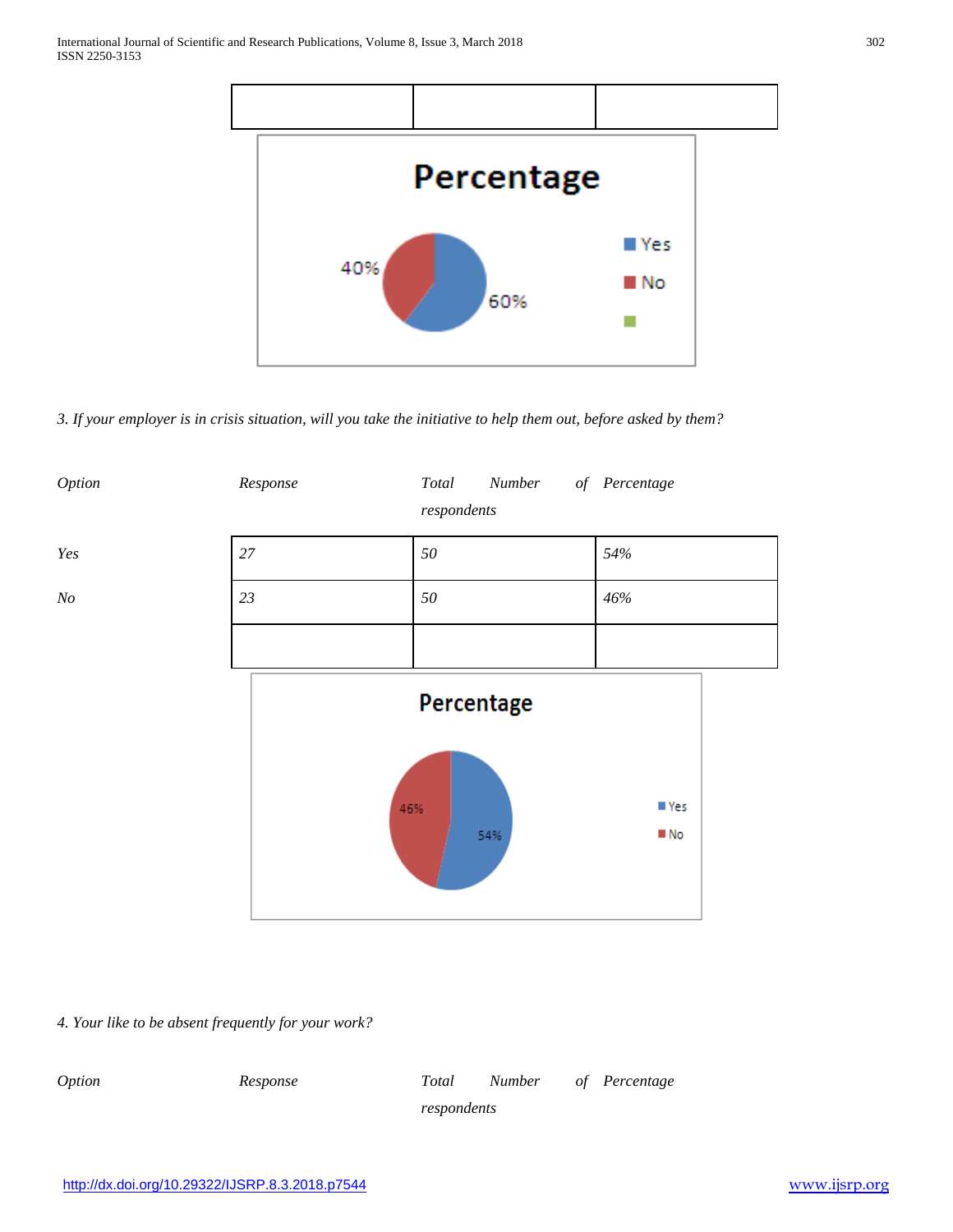| | | |
|---|---|---|
| | | |

Percentage

40%

60%

Yes

No

*3. If your employer is in crisis situation, will you take the initiative to help them out, before asked by them?*

| *Option* | *Response* | *Total Number of respondents* | *Percentage* |
|---|---|---|---|
| *Yes* | *27* | *50* | *54%* |
| *No* | *23* | *50* | *46%* |
| | | | |

Percentage

46%

54%

Yes

No

*4. Your like to be absent frequently for your work?*

| *Option* | *Response* | *Total Number of respondents* | *Percentage* |
|---|---|---|---|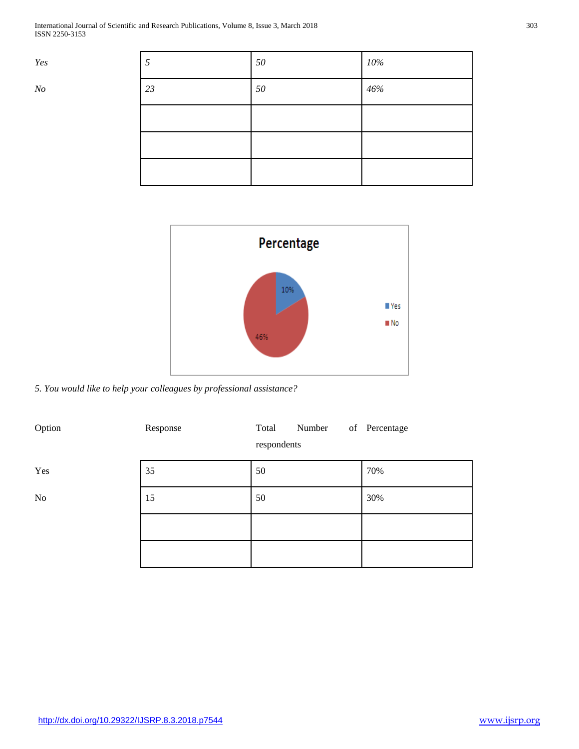| *Yes* | *5* | *50* | *10%* |
|---|---|---|---|
| *No* | *23* | *50* | *46%* |
| | | | |
| | | | |
| | | | |

*5. You would like to help your colleagues by professional assistance?*

| Option | Response | Total Number of respondents | Percentage |
|---|---|---|---|
| Yes | 35 | 50 | 70% |
| No | 15 | 50 | 30% |
| | | | |
| | | | |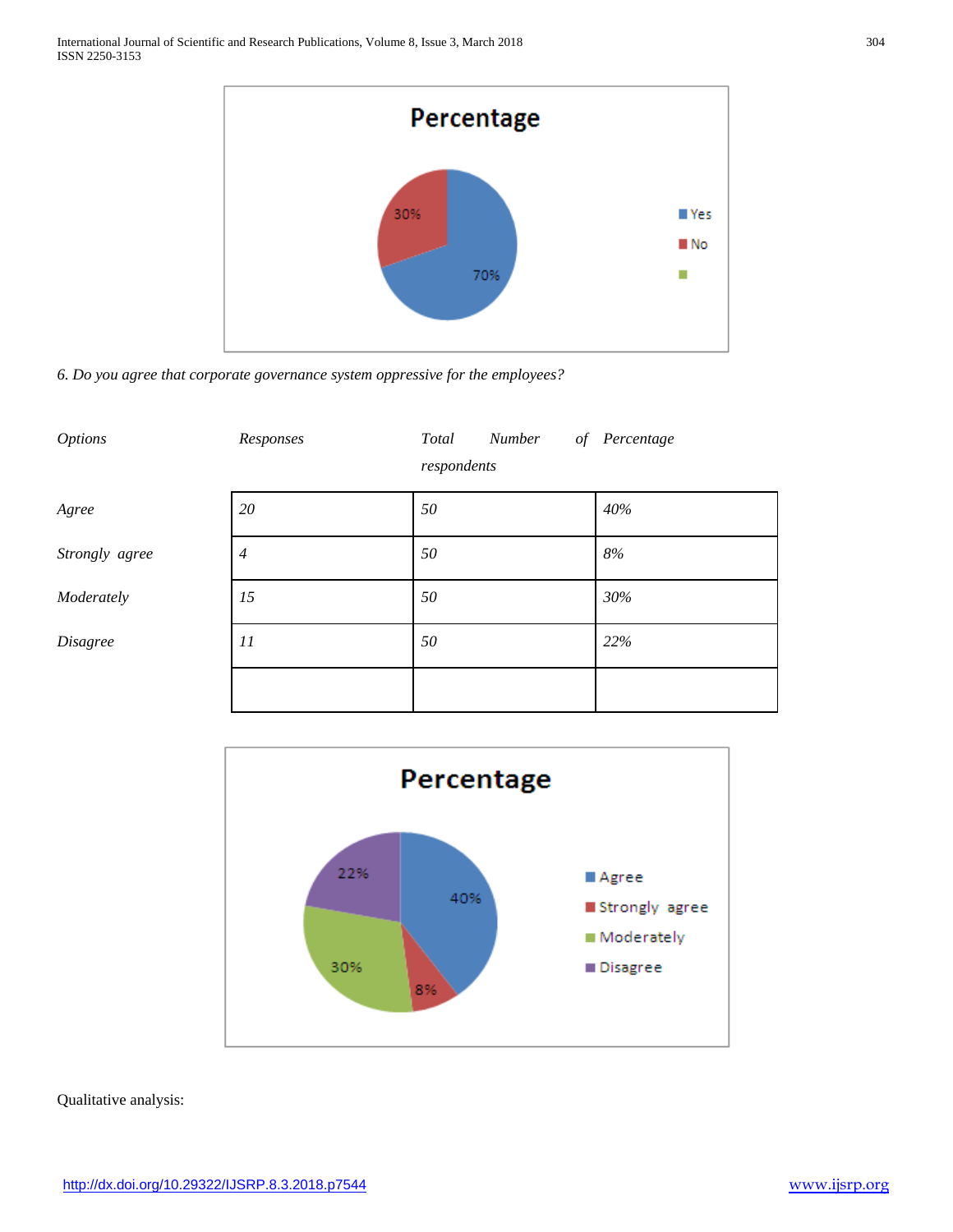*6. Do you agree that corporate governance system oppressive for the employees?*

| *Options* | *Responses* | *Total Number of respondents* | *Percentage* |
|---|---|---|---|
| *Agree* | *20* | *50* | *40%* |
| *Strongly agree* | *4* | *50* | *8%* |
| *Moderately* | *15* | *50* | *30%* |
| *Disagree* | *11* | *50* | *22%* |
| | | | |

Qualitative analysis: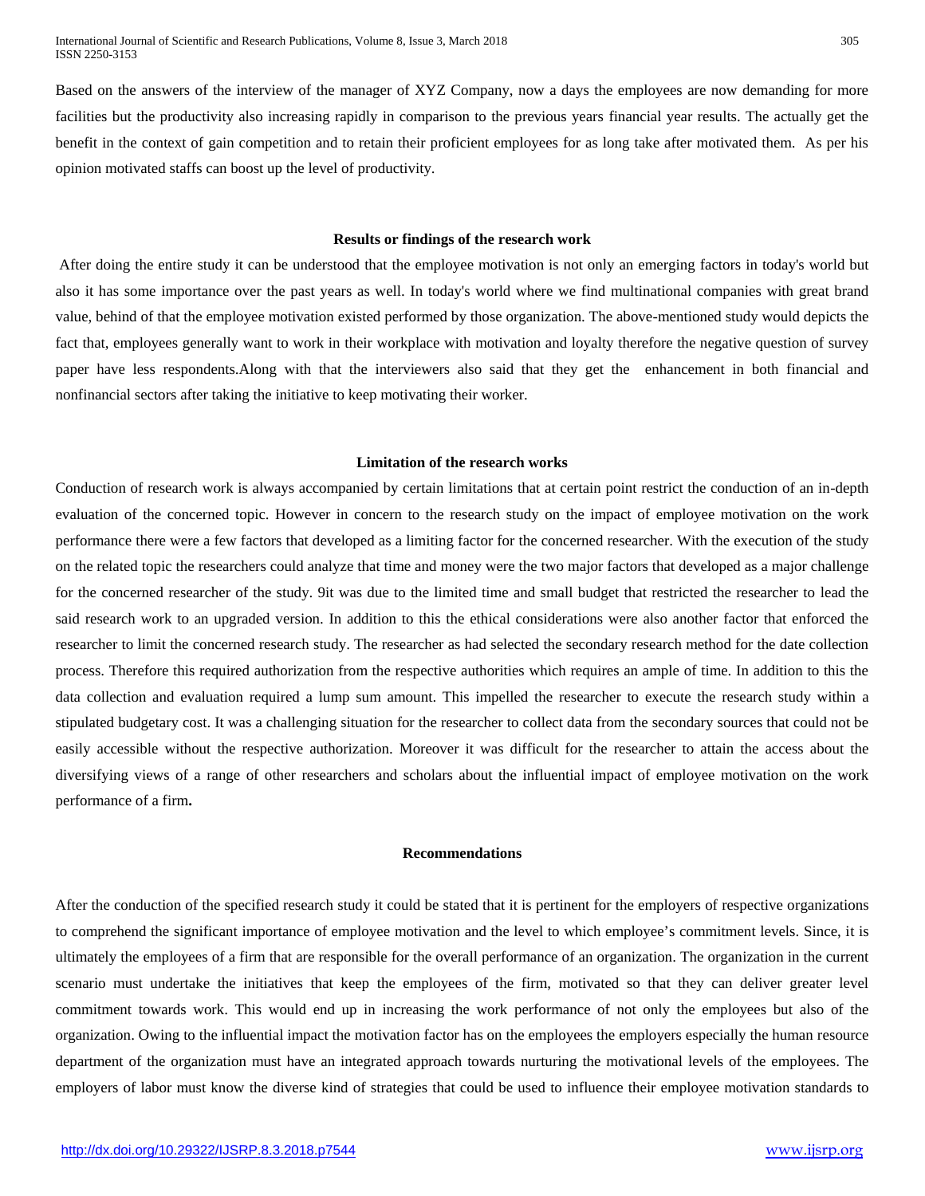Based on the answers of the interview of the manager of XYZ Company, now a days the employees are now demanding for more facilities but the productivity also increasing rapidly in comparison to the previous years financial year results. The actually get the benefit in the context of gain competition and to retain their proficient employees for as long take after motivated them. As per his opinion motivated staffs can boost up the level of productivity.

## Results or findings of the research work

After doing the entire study it can be understood that the employee motivation is not only an emerging factors in today's world but also it has some importance over the past years as well. In today's world where we find multinational companies with great brand value, behind of that the employee motivation existed performed by those organization. The above-mentioned study would depicts the fact that, employees generally want to work in their workplace with motivation and loyalty therefore the negative question of survey paper have less respondents.Along with that the interviewers also said that they get the enhancement in both financial and nonfinancial sectors after taking the initiative to keep motivating their worker.

## Limitation of the research works

Conduction of research work is always accompanied by certain limitations that at certain point restrict the conduction of an in-depth evaluation of the concerned topic. However in concern to the research study on the impact of employee motivation on the work performance there were a few factors that developed as a limiting factor for the concerned researcher. With the execution of the study on the related topic the researchers could analyze that time and money were the two major factors that developed as a major challenge for the concerned researcher of the study. 9it was due to the limited time and small budget that restricted the researcher to lead the said research work to an upgraded version. In addition to this the ethical considerations were also another factor that enforced the researcher to limit the concerned research study. The researcher as had selected the secondary research method for the date collection process. Therefore this required authorization from the respective authorities which requires an ample of time. In addition to this the data collection and evaluation required a lump sum amount. This impelled the researcher to execute the research study within a stipulated budgetary cost. It was a challenging situation for the researcher to collect data from the secondary sources that could not be easily accessible without the respective authorization. Moreover it was difficult for the researcher to attain the access about the diversifying views of a range of other researchers and scholars about the influential impact of employee motivation on the work performance of a firm**.**

## Recommendations

After the conduction of the specified research study it could be stated that it is pertinent for the employers of respective organizations to comprehend the significant importance of employee motivation and the level to which employee's commitment levels. Since, it is ultimately the employees of a firm that are responsible for the overall performance of an organization. The organization in the current scenario must undertake the initiatives that keep the employees of the firm, motivated so that they can deliver greater level commitment towards work. This would end up in increasing the work performance of not only the employees but also of the organization. Owing to the influential impact the motivation factor has on the employees the employers especially the human resource department of the organization must have an integrated approach towards nurturing the motivational levels of the employees. The employers of labor must know the diverse kind of strategies that could be used to influence their employee motivation standards to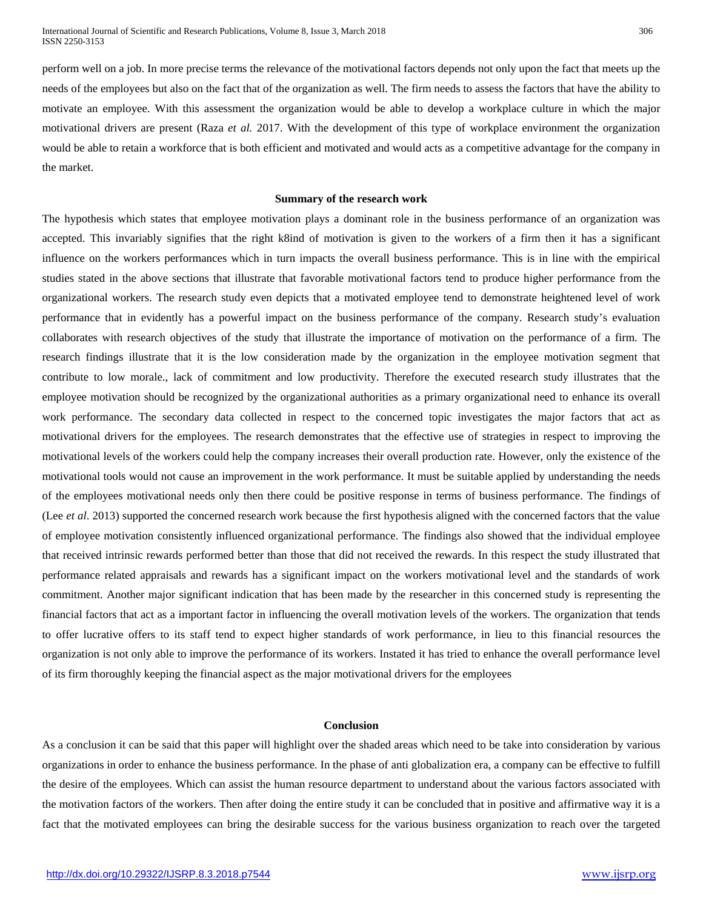perform well on a job. In more precise terms the relevance of the motivational factors depends not only upon the fact that meets up the needs of the employees but also on the fact that of the organization as well. The firm needs to assess the factors that have the ability to motivate an employee. With this assessment the organization would be able to develop a workplace culture in which the major motivational drivers are present (Raza *et al.* 2017. With the development of this type of workplace environment the organization would be able to retain a workforce that is both efficient and motivated and would acts as a competitive advantage for the company in the market.

## Summary of the research work

The hypothesis which states that employee motivation plays a dominant role in the business performance of an organization was accepted. This invariably signifies that the right k8ind of motivation is given to the workers of a firm then it has a significant influence on the workers performances which in turn impacts the overall business performance. This is in line with the empirical studies stated in the above sections that illustrate that favorable motivational factors tend to produce higher performance from the organizational workers. The research study even depicts that a motivated employee tend to demonstrate heightened level of work performance that in evidently has a powerful impact on the business performance of the company. Research study's evaluation collaborates with research objectives of the study that illustrate the importance of motivation on the performance of a firm. The research findings illustrate that it is the low consideration made by the organization in the employee motivation segment that contribute to low morale., lack of commitment and low productivity. Therefore the executed research study illustrates that the employee motivation should be recognized by the organizational authorities as a primary organizational need to enhance its overall work performance. The secondary data collected in respect to the concerned topic investigates the major factors that act as motivational drivers for the employees. The research demonstrates that the effective use of strategies in respect to improving the motivational levels of the workers could help the company increases their overall production rate. However, only the existence of the motivational tools would not cause an improvement in the work performance. It must be suitable applied by understanding the needs of the employees motivational needs only then there could be positive response in terms of business performance. The findings of (Lee *et al*. 2013) supported the concerned research work because the first hypothesis aligned with the concerned factors that the value of employee motivation consistently influenced organizational performance. The findings also showed that the individual employee that received intrinsic rewards performed better than those that did not received the rewards. In this respect the study illustrated that performance related appraisals and rewards has a significant impact on the workers motivational level and the standards of work commitment. Another major significant indication that has been made by the researcher in this concerned study is representing the financial factors that act as a important factor in influencing the overall motivation levels of the workers. The organization that tends to offer lucrative offers to its staff tend to expect higher standards of work performance, in lieu to this financial resources the organization is not only able to improve the performance of its workers. Instated it has tried to enhance the overall performance level of its firm thoroughly keeping the financial aspect as the major motivational drivers for the employees

## Conclusion

As a conclusion it can be said that this paper will highlight over the shaded areas which need to be take into consideration by various organizations in order to enhance the business performance. In the phase of anti globalization era, a company can be effective to fulfill the desire of the employees. Which can assist the human resource department to understand about the various factors associated with the motivation factors of the workers. Then after doing the entire study it can be concluded that in positive and affirmative way it is a fact that the motivated employees can bring the desirable success for the various business organization to reach over the targeted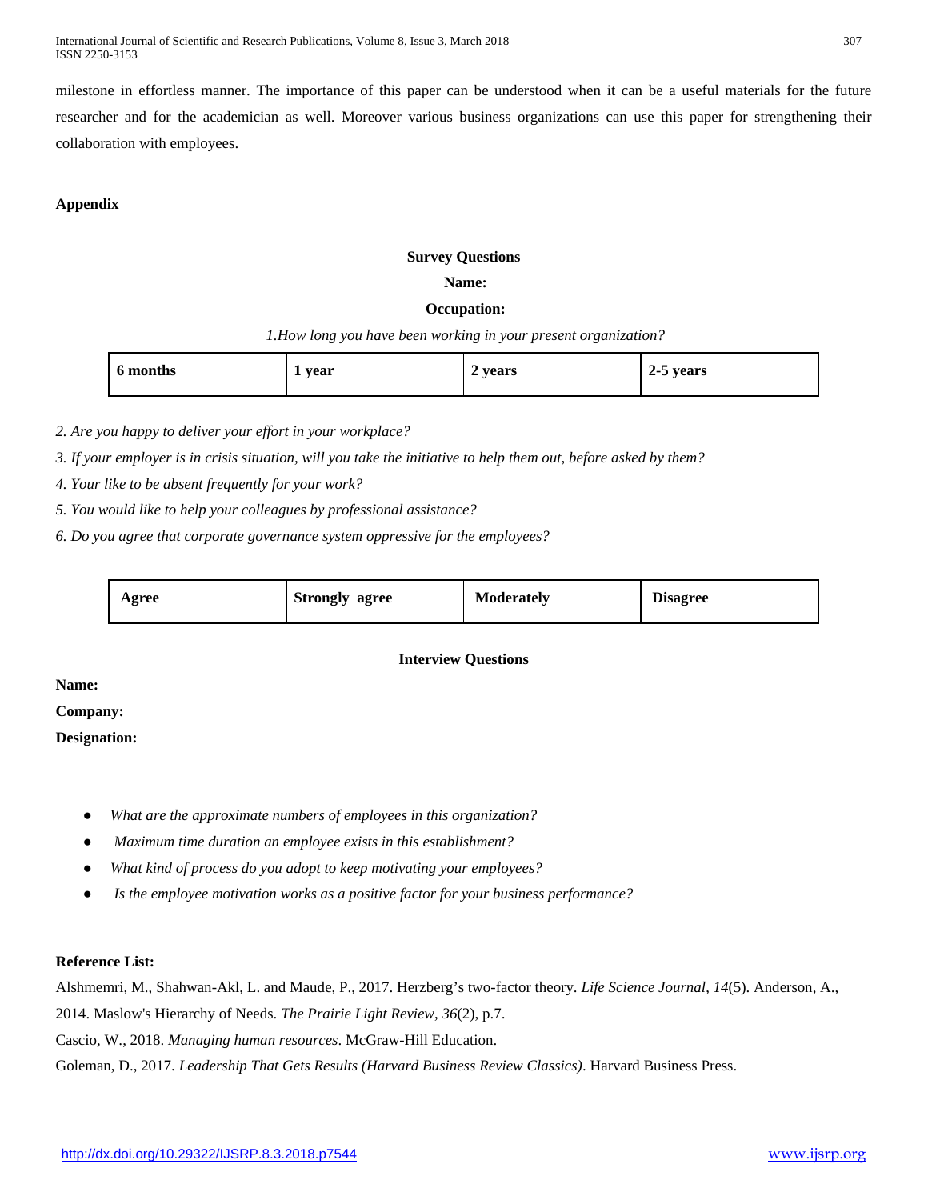milestone in effortless manner. The importance of this paper can be understood when it can be a useful materials for the future researcher and for the academician as well. Moreover various business organizations can use this paper for strengthening their collaboration with employees.

## Appendix

### Survey Questions

**Name:**

**Occupation:**

*1.How long you have been working in your present organization?*

| 6 months | 1 year | 2 years | 2-5 years |
|---|---|---|---|

*2. Are you happy to deliver your effort in your workplace?*

*3. If your employer is in crisis situation, will you take the initiative to help them out, before asked by them?*

*4. Your like to be absent frequently for your work?*

*5. You would like to help your colleagues by professional assistance?*

*6. Do you agree that corporate governance system oppressive for the employees?*

| Agree | Strongly agree | Moderately | Disagree |
|---|---|---|---|

### Interview Questions

**Name:**

**Company:**

**Designation:**

- *What are the approximate numbers of employees in this organization?*
- *Maximum time duration an employee exists in this establishment?*
- *What kind of process do you adopt to keep motivating your employees?*
- *Is the employee motivation works as a positive factor for your business performance?*

## Reference List:

Alshmemri, M., Shahwan-Akl, L. and Maude, P., 2017. Herzberg's two-factor theory. *Life Science Journal*, *14*(5). Anderson, A., 2014. Maslow's Hierarchy of Needs. *The Prairie Light Review*, *36*(2), p.7.

Cascio, W., 2018. *Managing human resources*. McGraw-Hill Education.

Goleman, D., 2017. *Leadership That Gets Results (Harvard Business Review Classics)*. Harvard Business Press.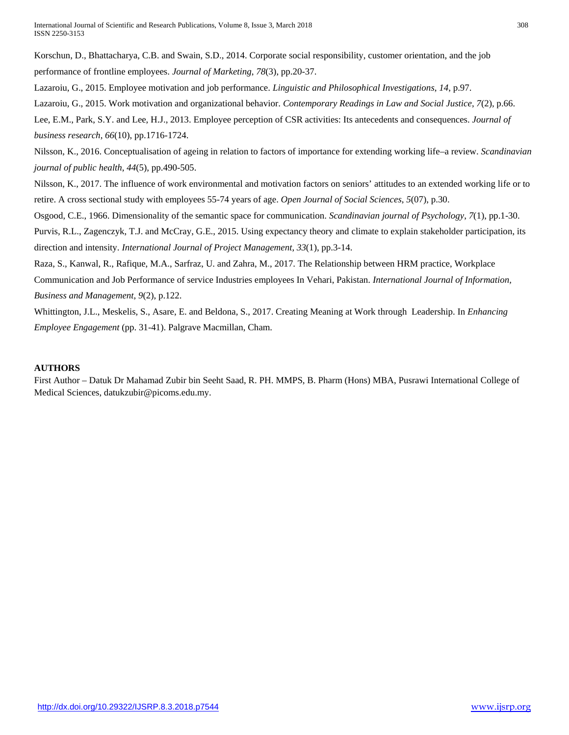Korschun, D., Bhattacharya, C.B. and Swain, S.D., 2014. Corporate social responsibility, customer orientation, and the job performance of frontline employees. *Journal of Marketing*, *78*(3), pp.20-37.

Lazaroiu, G., 2015. Employee motivation and job performance. *Linguistic and Philosophical Investigations*, *14*, p.97.

Lazaroiu, G., 2015. Work motivation and organizational behavior. *Contemporary Readings in Law and Social Justice*, *7*(2), p.66.

Lee, E.M., Park, S.Y. and Lee, H.J., 2013. Employee perception of CSR activities: Its antecedents and consequences. *Journal of business research*, *66*(10), pp.1716-1724.

Nilsson, K., 2016. Conceptualisation of ageing in relation to factors of importance for extending working life–a review. *Scandinavian journal of public health*, *44*(5), pp.490-505.

Nilsson, K., 2017. The influence of work environmental and motivation factors on seniors' attitudes to an extended working life or to retire. A cross sectional study with employees 55-74 years of age. *Open Journal of Social Sciences*, *5*(07), p.30.

Osgood, C.E., 1966. Dimensionality of the semantic space for communication. *Scandinavian journal of Psychology*, *7*(1), pp.1-30.

Purvis, R.L., Zagenczyk, T.J. and McCray, G.E., 2015. Using expectancy theory and climate to explain stakeholder participation, its direction and intensity. *International Journal of Project Management*, *33*(1), pp.3-14.

Raza, S., Kanwal, R., Rafique, M.A., Sarfraz, U. and Zahra, M., 2017. The Relationship between HRM practice, Workplace Communication and Job Performance of service Industries employees In Vehari, Pakistan. *International Journal of Information, Business and Management*, *9*(2), p.122.

Whittington, J.L., Meskelis, S., Asare, E. and Beldona, S., 2017. Creating Meaning at Work through Leadership. In *Enhancing Employee Engagement* (pp. 31-41). Palgrave Macmillan, Cham.

**AUTHORS**

First Author – Datuk Dr Mahamad Zubir bin Seeht Saad, R. PH. MMPS, B. Pharm (Hons) MBA, Pusrawi International College of Medical Sciences, datukzubir@picoms.edu.my.